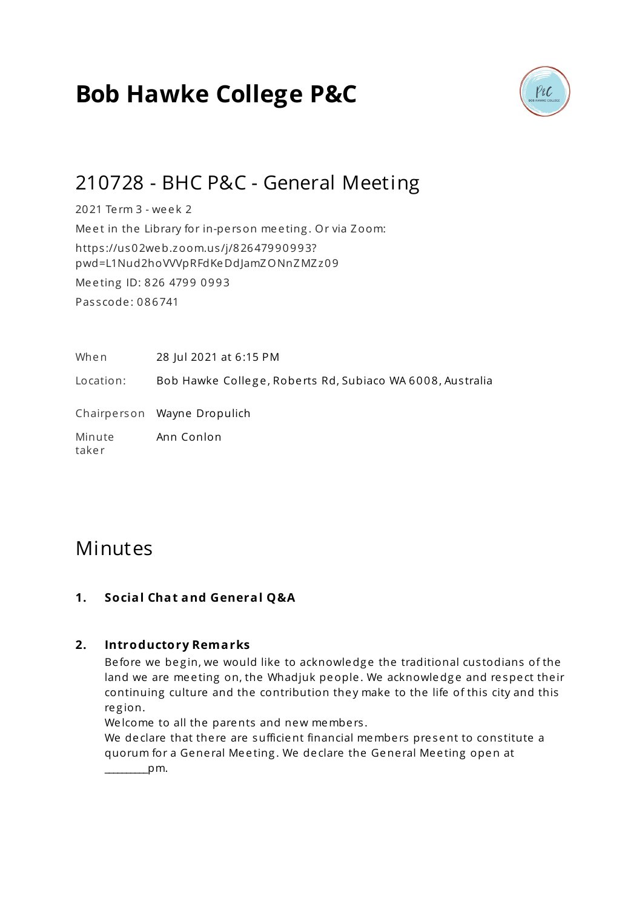# Bob Hawke College P&C

## 210728 - BHC P&C - General Meeting

2021 Term 3 - week 2

Meet in the Library for in-person meeting. Or via Zoom:

https://us02web.zoom.us/j/82647990993?pwd=L1Nud2hoVVVpRFdKeDdJamZONnZMZz09

Meeting ID: 826 4799 0993

Passcode: 086741

| | |
|---|---|
| When | 28 Jul 2021 at 6:15 PM |
| Location: | Bob Hawke College, Roberts Rd, Subiaco WA 6008, Australia |
| Chairperson | Wayne Dropulich |
| Minute taker | Ann Conlon |

## Minutes

### 1. Social Chat and General Q&A

### 2. Introductory Remarks

Before we begin, we would like to acknowledge the traditional custodians of the land we are meeting on, the Whadjuk people. We acknowledge and respect their continuing culture and the contribution they make to the life of this city and this region.

Welcome to all the parents and new members.

We declare that there are sufficient financial members present to constitute a quorum for a General Meeting. We declare the General Meeting open at ________pm.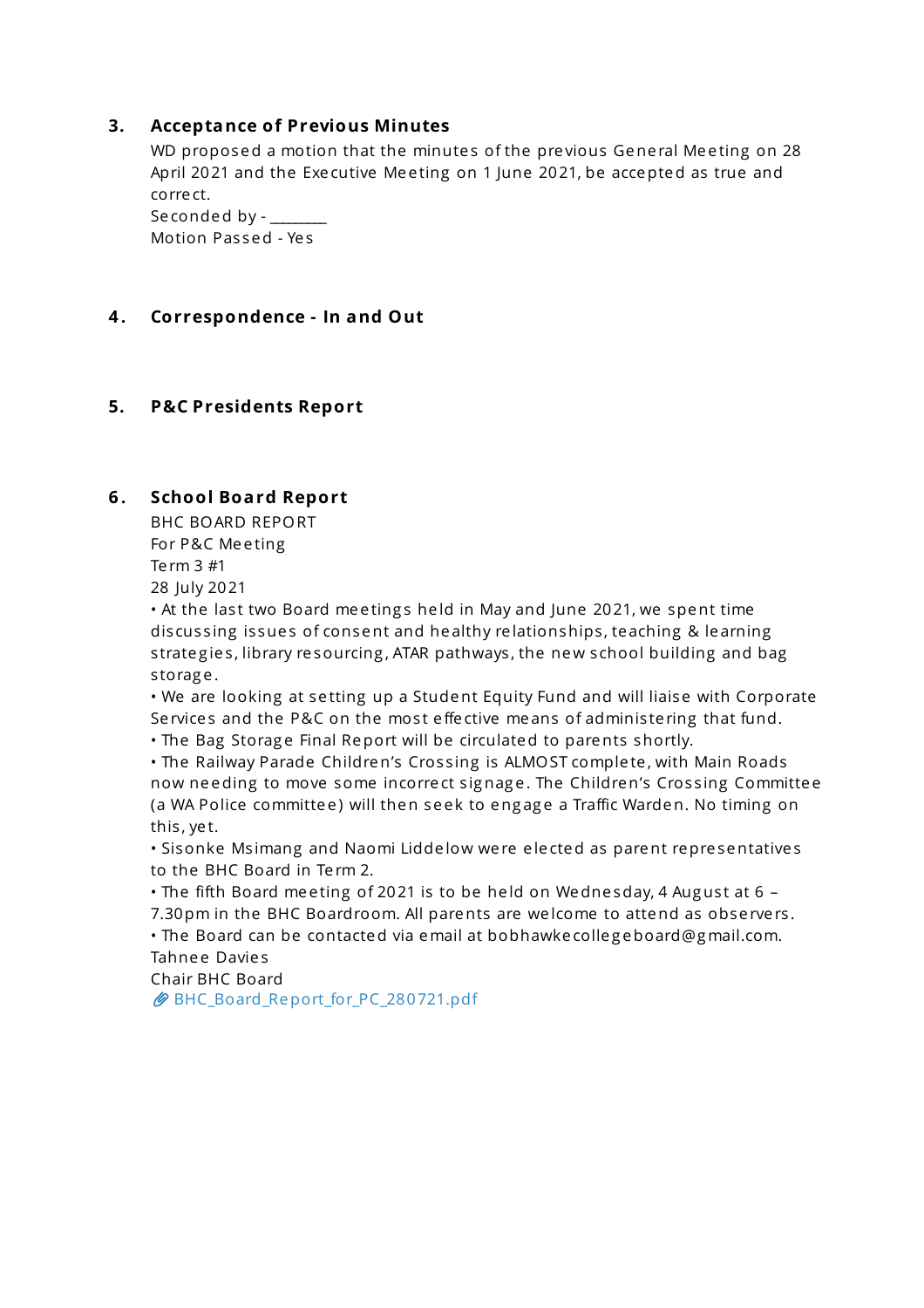## 3. Acceptance of Previous Minutes

WD proposed a motion that the minutes of the previous General Meeting on 28 April 2021 and the Executive Meeting on 1 June 2021, be accepted as true and correct.
Seconded by - _______
Motion Passed - Yes

## 4. Correspondence - In and Out

## 5. P&C Presidents Report

## 6. School Board Report

BHC BOARD REPORT
For P&C Meeting
Term 3 #1
28 July 2021

• At the last two Board meetings held in May and June 2021, we spent time discussing issues of consent and healthy relationships, teaching & learning strategies, library resourcing, ATAR pathways, the new school building and bag storage.
• We are looking at setting up a Student Equity Fund and will liaise with Corporate Services and the P&C on the most effective means of administering that fund.
• The Bag Storage Final Report will be circulated to parents shortly.
• The Railway Parade Children's Crossing is ALMOST complete, with Main Roads now needing to move some incorrect signage. The Children's Crossing Committee (a WA Police committee) will then seek to engage a Traffic Warden. No timing on this, yet.
• Sisonke Msimang and Naomi Liddelow were elected as parent representatives to the BHC Board in Term 2.
• The fifth Board meeting of 2021 is to be held on Wednesday, 4 August at 6 – 7.30pm in the BHC Boardroom. All parents are welcome to attend as observers.
• The Board can be contacted via email at bobhawkecollegeboard@gmail.com.

Tahnee Davies
Chair BHC Board

BHC_Board_Report_for_PC_280721.pdf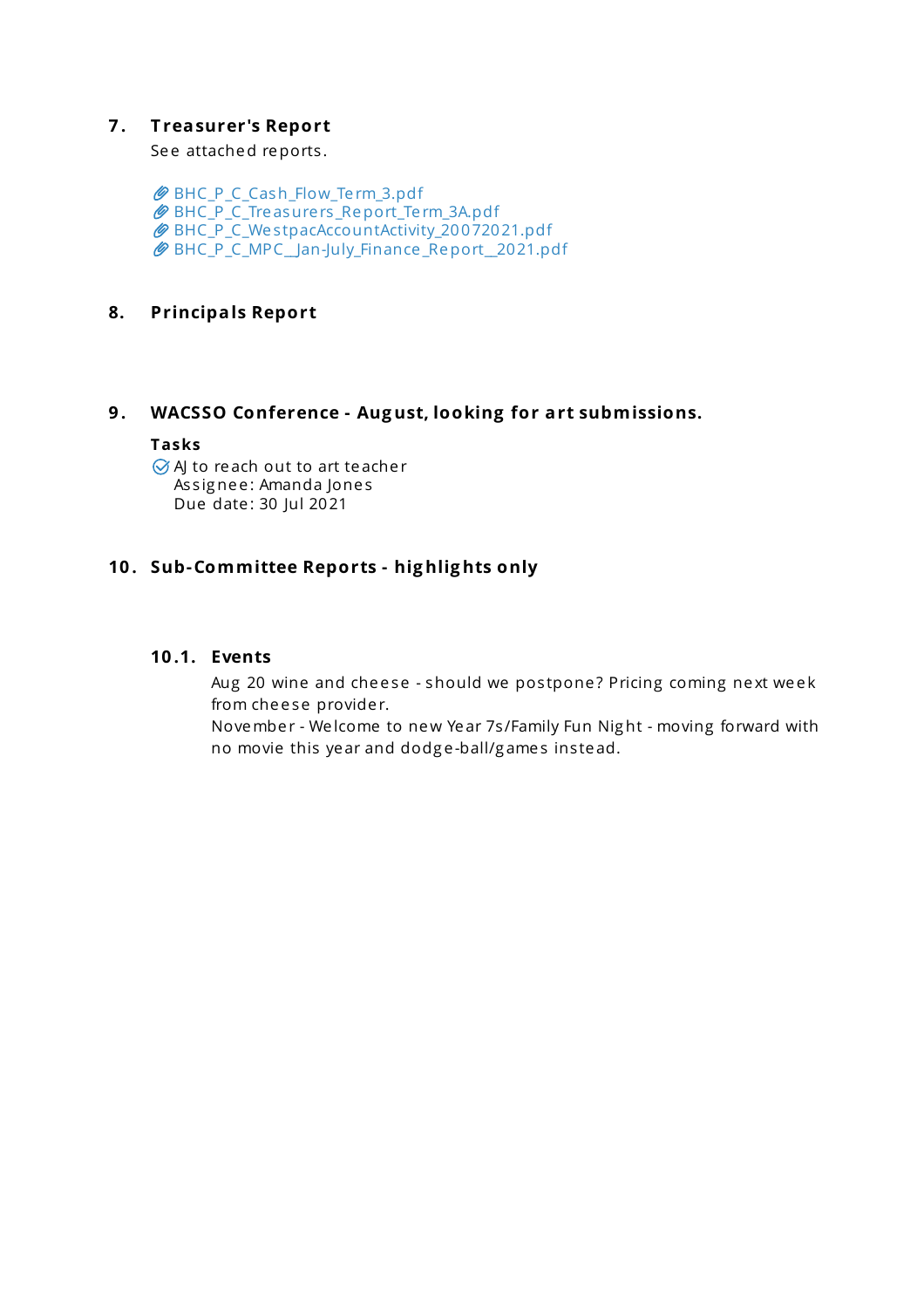## 7. Treasurer's Report

See attached reports.

- BHC_P_C_Cash_Flow_Term_3.pdf
- BHC_P_C_Treasurers_Report_Term_3A.pdf
- BHC_P_C_WestpacAccountActivity_20072021.pdf
- BHC_P_C_MPC__Jan-July_Finance_Report__2021.pdf

## 8. Principals Report

## 9. WACSSO Conference - August, looking for art submissions.

**Tasks**

- AJ to reach out to art teacher
  Assignee: Amanda Jones
  Due date: 30 Jul 2021

## 10. Sub-Committee Reports - highlights only

### 10.1. Events

Aug 20 wine and cheese - should we postpone? Pricing coming next week from cheese provider.

November - Welcome to new Year 7s/Family Fun Night - moving forward with no movie this year and dodge-ball/games instead.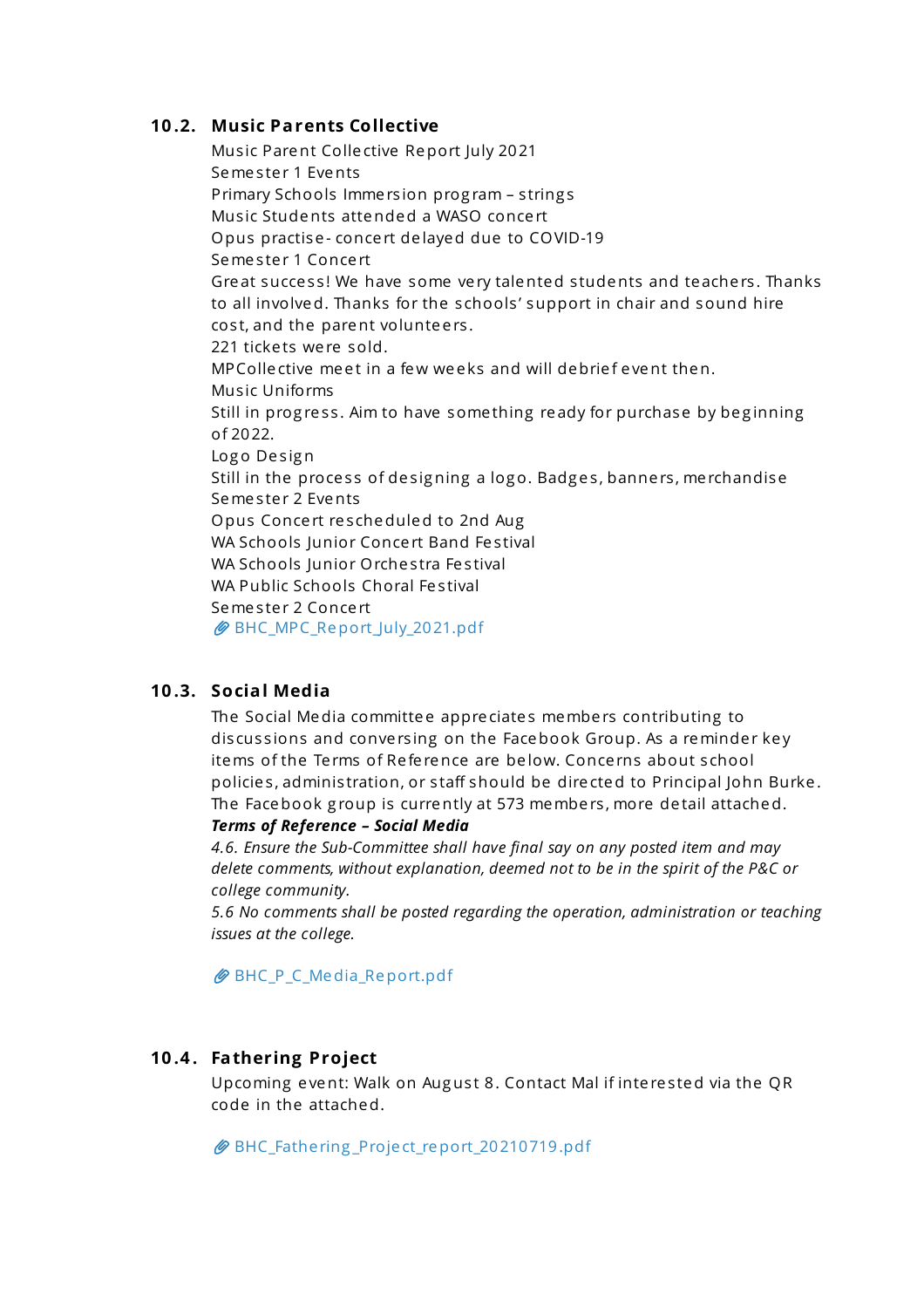## 10.2. Music Parents Collective

Music Parent Collective Report July 2021

Semester 1 Events

Primary Schools Immersion program – strings

Music Students attended a WASO concert

Opus practise- concert delayed due to COVID-19

Semester 1 Concert

Great success! We have some very talented students and teachers. Thanks to all involved. Thanks for the schools' support in chair and sound hire cost, and the parent volunteers.

221 tickets were sold.

MPCollective meet in a few weeks and will debrief event then.

Music Uniforms

Still in progress. Aim to have something ready for purchase by beginning of 2022.

Logo Design

Still in the process of designing a logo. Badges, banners, merchandise

Semester 2 Events

Opus Concert rescheduled to 2nd Aug

WA Schools Junior Concert Band Festival

WA Schools Junior Orchestra Festival

WA Public Schools Choral Festival

Semester 2 Concert

BHC_MPC_Report_July_2021.pdf

## 10.3. Social Media

The Social Media committee appreciates members contributing to discussions and conversing on the Facebook Group. As a reminder key items of the Terms of Reference are below. Concerns about school policies, administration, or staff should be directed to Principal John Burke. The Facebook group is currently at 573 members, more detail attached.

***Terms of Reference – Social Media***

*4.6. Ensure the Sub-Committee shall have final say on any posted item and may delete comments, without explanation, deemed not to be in the spirit of the P&C or college community.*

*5.6 No comments shall be posted regarding the operation, administration or teaching issues at the college.*

BHC_P_C_Media_Report.pdf

## 10.4. Fathering Project

Upcoming event: Walk on August 8. Contact Mal if interested via the QR code in the attached.

BHC_Fathering_Project_report_20210719.pdf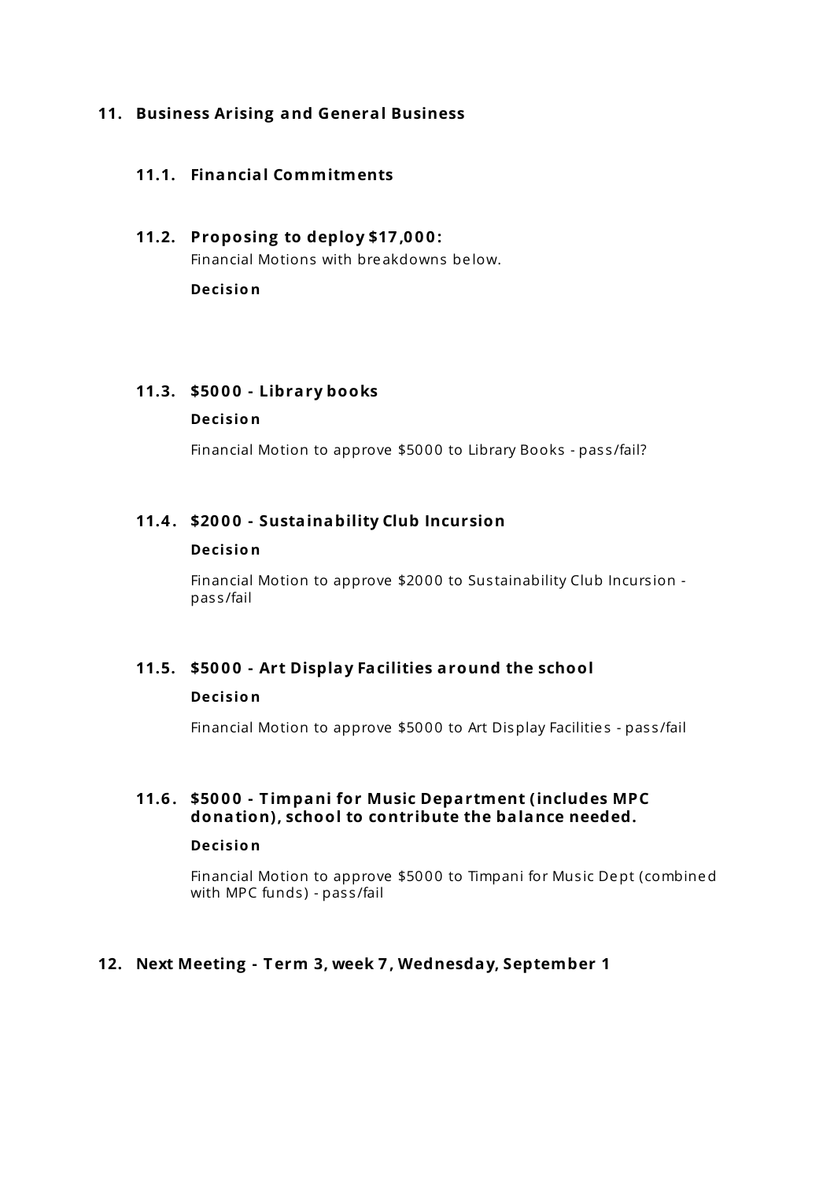## 11. Business Arising and General Business

### 11.1. Financial Commitments

### 11.2. Proposing to deploy $17,000:

Financial Motions with breakdowns below.

**Decision**

### 11.3. $5000 - Library books

**Decision**

Financial Motion to approve $5000 to Library Books - pass/fail?

### 11.4. $2000 - Sustainability Club Incursion

**Decision**

Financial Motion to approve $2000 to Sustainability Club Incursion - pass/fail

### 11.5. $5000 - Art Display Facilities around the school

**Decision**

Financial Motion to approve $5000 to Art Display Facilities - pass/fail

### 11.6. $5000 - Timpani for Music Department (includes MPC donation), school to contribute the balance needed.

**Decision**

Financial Motion to approve $5000 to Timpani for Music Dept (combined with MPC funds) - pass/fail

## 12. Next Meeting - Term 3, week 7, Wednesday, September 1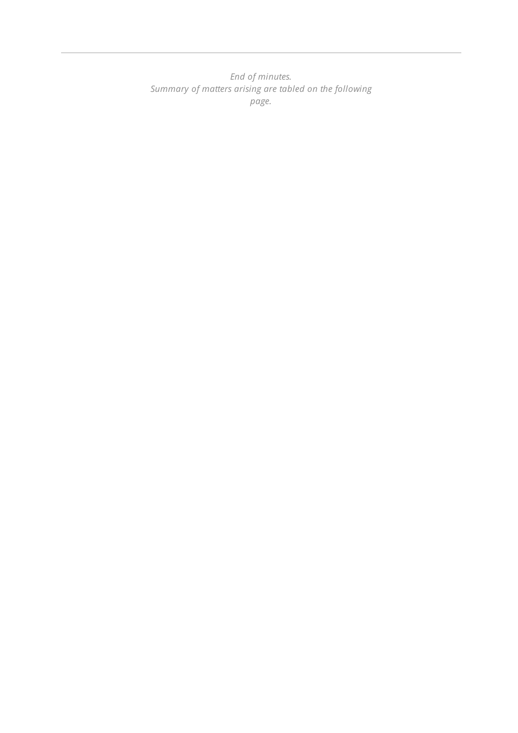---

*End of minutes.*
*Summary of matters arising are tabled on the following page.*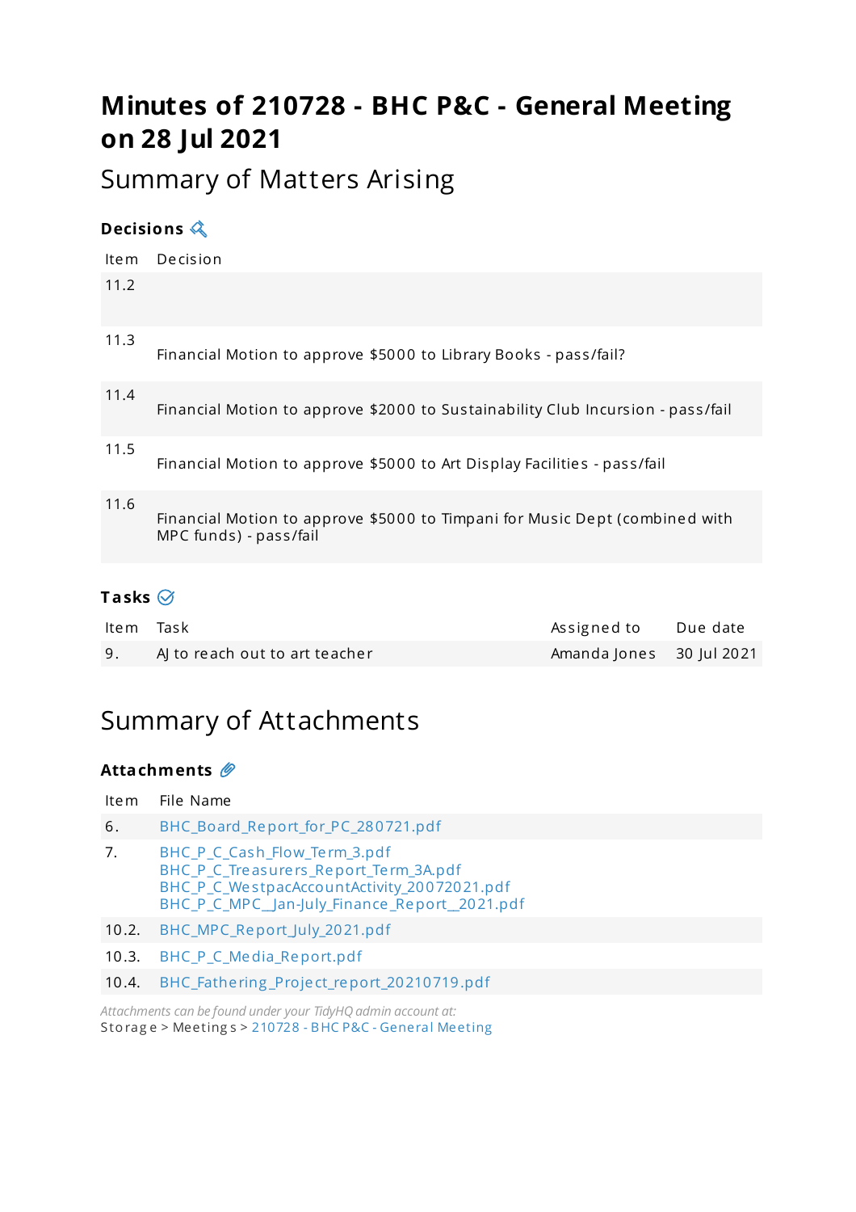# Minutes of 210728 - BHC P&C - General Meeting on 28 Jul 2021

## Summary of Matters Arising

### Decisions

| Item | Decision |
|---|---|
| 11.2 | |
| 11.3 | Financial Motion to approve $5000 to Library Books - pass/fail? |
| 11.4 | Financial Motion to approve $2000 to Sustainability Club Incursion - pass/fail |
| 11.5 | Financial Motion to approve $5000 to Art Display Facilities - pass/fail |
| 11.6 | Financial Motion to approve $5000 to Timpani for Music Dept (combined with MPC funds) - pass/fail |

### Tasks

| Item | Task | Assigned to | Due date |
|---|---|---|---|
| 9. | AJ to reach out to art teacher | Amanda Jones | 30 Jul 2021 |

## Summary of Attachments

### Attachments

| Item | File Name |
|---|---|
| 6. | BHC_Board_Report_for_PC_280721.pdf |
| 7. | BHC_P_C_Cash_Flow_Term_3.pdf<br>BHC_P_C_Treasurers_Report_Term_3A.pdf<br>BHC_P_C_WestpacAccountActivity_20072021.pdf<br>BHC_P_C_MPC__Jan-July_Finance_Report__2021.pdf |
| 10.2. | BHC_MPC_Report_July_2021.pdf |
| 10.3. | BHC_P_C_Media_Report.pdf |
| 10.4. | BHC_Fathering_Project_report_20210719.pdf |

*Attachments can be found under your TidyHQ admin account at:*
Storage > Meetings > 210728 - BHC P&C - General Meeting